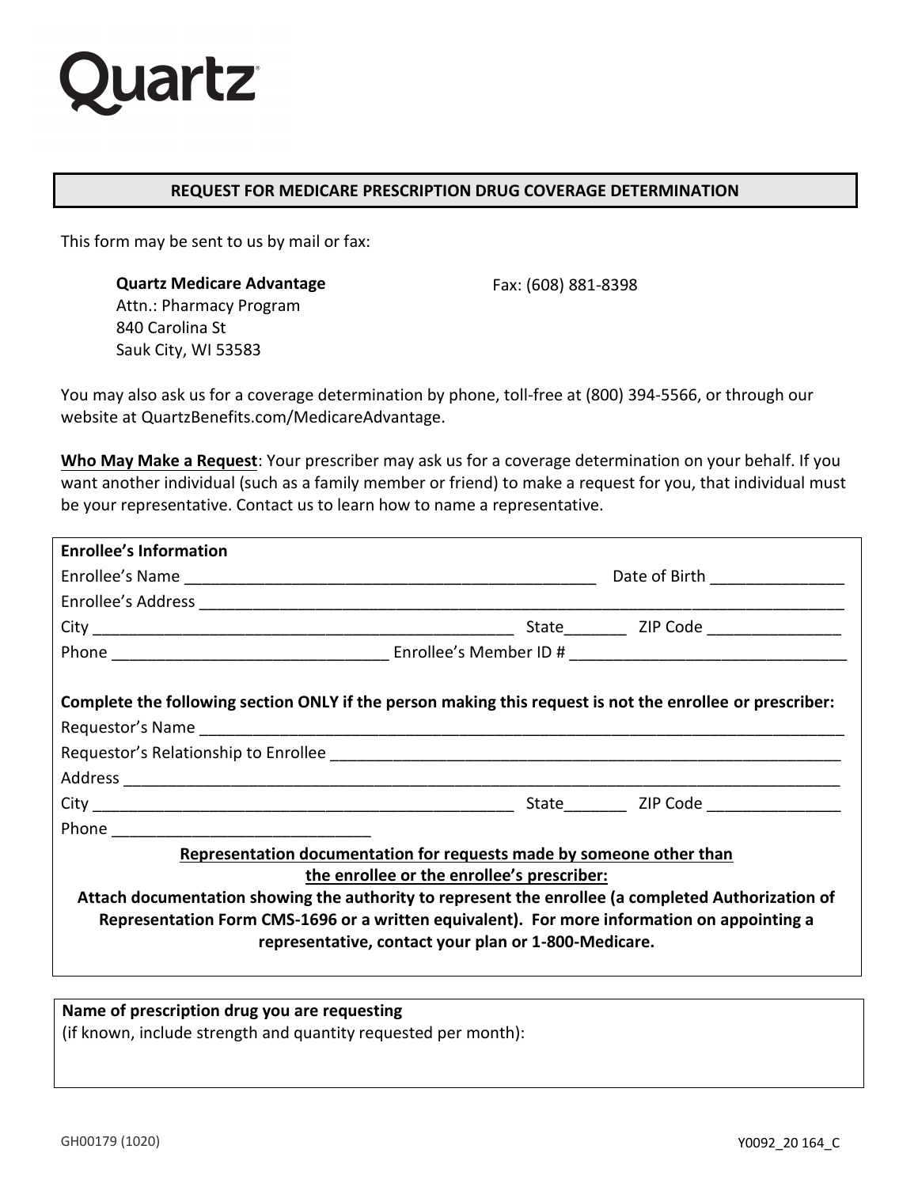# Quartz

## REQUEST FOR MEDICARE PRESCRIPTION DRUG COVERAGE DETERMINATION

This form may be sent to us by mail or fax:

**Quartz Medicare Advantage**
Attn.: Pharmacy Program
840 Carolina St
Sauk City, WI 53583

Fax: (608) 881-8398

You may also ask us for a coverage determination by phone, toll-free at (800) 394-5566, or through our website at QuartzBenefits.com/MedicareAdvantage.

**Who May Make a Request**: Your prescriber may ask us for a coverage determination on your behalf. If you want another individual (such as a family member or friend) to make a request for you, that individual must be your representative. Contact us to learn how to name a representative.

**Enrollee's Information**

Enrollee's Name ______________________________________________ Date of Birth _______________

Enrollee's Address ________________________________________________________________________

City ________________________________________________ State_______ ZIP Code _______________

Phone ______________________________ Enrollee's Member ID # ______________________________

**Complete the following section ONLY if the person making this request is not the enrollee or prescriber:**

Requestor's Name _________________________________________________________________________

Requestor's Relationship to Enrollee ___________________________________________________________

Address __________________________________________________________________________________

City ________________________________________________ State_______ ZIP Code _______________

Phone _____________________________

**Representation documentation for requests made by someone other than the enrollee or the enrollee's prescriber:**

**Attach documentation showing the authority to represent the enrollee (a completed Authorization of Representation Form CMS-1696 or a written equivalent). For more information on appointing a representative, contact your plan or 1-800-Medicare.**

**Name of prescription drug you are requesting**
(if known, include strength and quantity requested per month):

GH00179 (1020) Y0092_20 164_C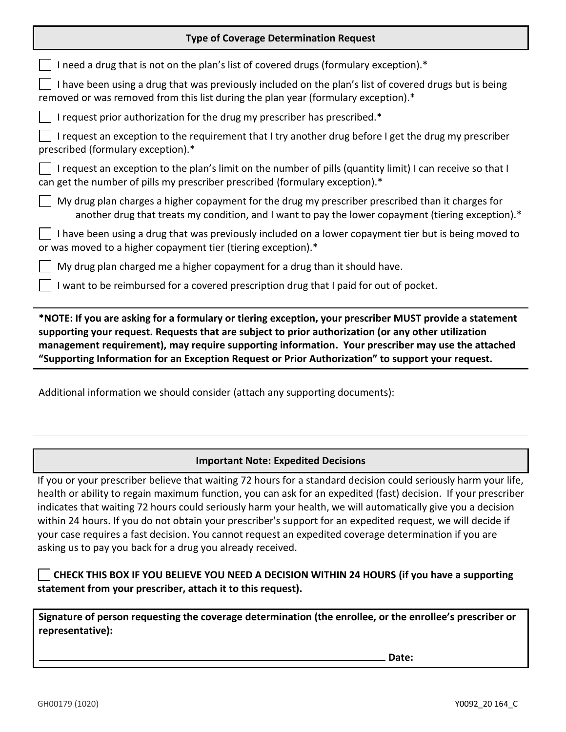## Type of Coverage Determination Request

- ☐ I need a drug that is not on the plan's list of covered drugs (formulary exception).*
- ☐ I have been using a drug that was previously included on the plan's list of covered drugs but is being removed or was removed from this list during the plan year (formulary exception).*
- ☐ I request prior authorization for the drug my prescriber has prescribed.*
- ☐ I request an exception to the requirement that I try another drug before I get the drug my prescriber prescribed (formulary exception).*
- ☐ I request an exception to the plan's limit on the number of pills (quantity limit) I can receive so that I can get the number of pills my prescriber prescribed (formulary exception).*
- ☐ My drug plan charges a higher copayment for the drug my prescriber prescribed than it charges for another drug that treats my condition, and I want to pay the lower copayment (tiering exception).*
- ☐ I have been using a drug that was previously included on a lower copayment tier but is being moved to or was moved to a higher copayment tier (tiering exception).*
- ☐ My drug plan charged me a higher copayment for a drug than it should have.
- ☐ I want to be reimbursed for a covered prescription drug that I paid for out of pocket.

**\*NOTE: If you are asking for a formulary or tiering exception, your prescriber MUST provide a statement supporting your request. Requests that are subject to prior authorization (or any other utilization management requirement), may require supporting information. Your prescriber may use the attached "Supporting Information for an Exception Request or Prior Authorization" to support your request.**

Additional information we should consider (attach any supporting documents):

---

## Important Note: Expedited Decisions

If you or your prescriber believe that waiting 72 hours for a standard decision could seriously harm your life, health or ability to regain maximum function, you can ask for an expedited (fast) decision. If your prescriber indicates that waiting 72 hours could seriously harm your health, we will automatically give you a decision within 24 hours. If you do not obtain your prescriber's support for an expedited request, we will decide if your case requires a fast decision. You cannot request an expedited coverage determination if you are asking us to pay you back for a drug you already received.

☐ **CHECK THIS BOX IF YOU BELIEVE YOU NEED A DECISION WITHIN 24 HOURS (if you have a supporting statement from your prescriber, attach it to this request).**

**Signature of person requesting the coverage determination (the enrollee, or the enrollee's prescriber or representative):**

______________________________________________ **Date:** ________________

GH00179 (1020) Y0092_20 164_C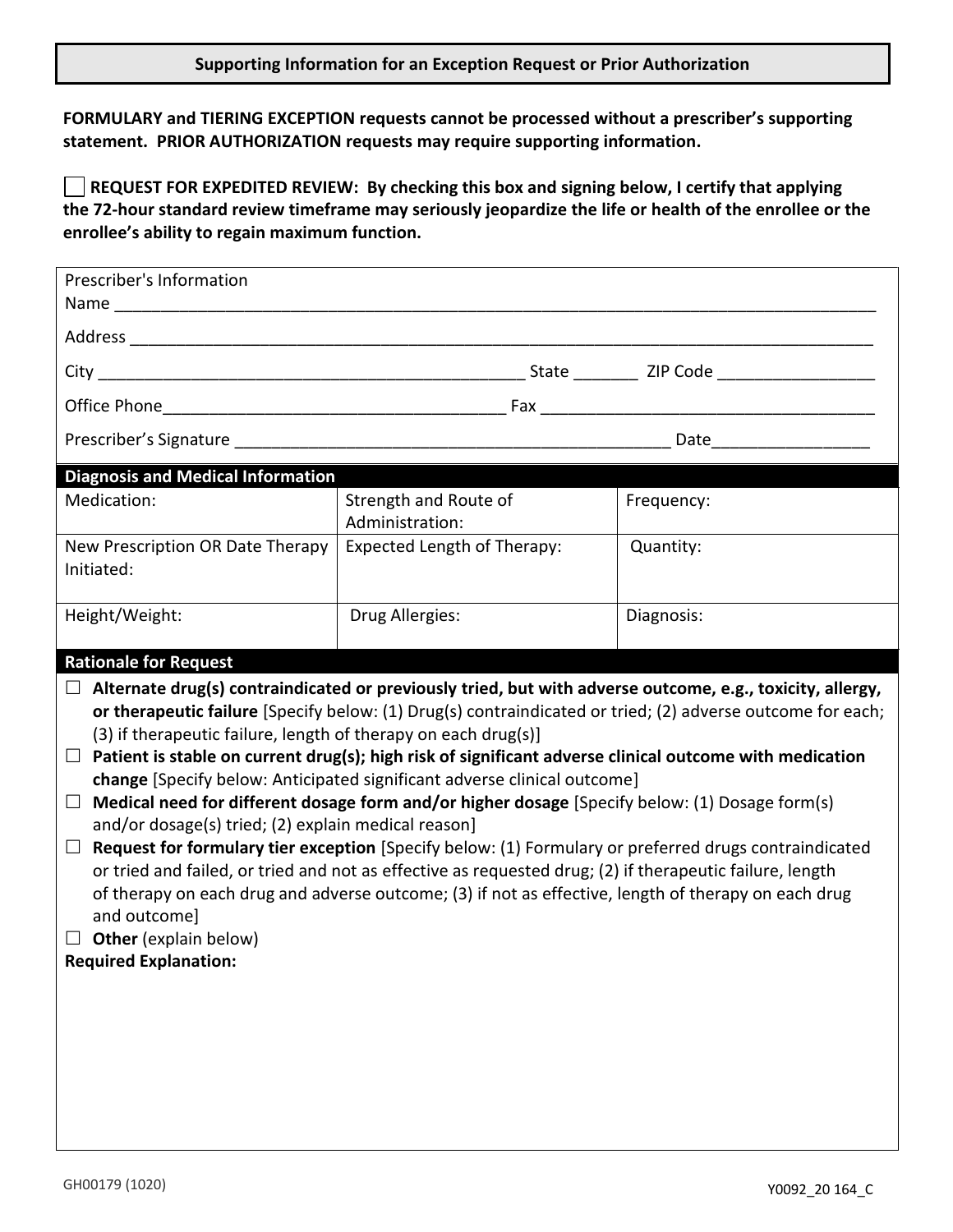## Supporting Information for an Exception Request or Prior Authorization

**FORMULARY and TIERING EXCEPTION requests cannot be processed without a prescriber's supporting statement. PRIOR AUTHORIZATION requests may require supporting information.**

☐ **REQUEST FOR EXPEDITED REVIEW: By checking this box and signing below, I certify that applying the 72-hour standard review timeframe may seriously jeopardize the life or health of the enrollee or the enrollee's ability to regain maximum function.**

Prescriber's Information

Name ______________________________________________________________________

Address ____________________________________________________________________

City ________________________________________ State _______ ZIP Code ________________

Office Phone___________________________________ Fax ___________________________________

Prescriber's Signature ______________________________________________ Date________________

**Diagnosis and Medical Information**

| | | |
|---|---|---|
| Medication: | Strength and Route of Administration: | Frequency: |
| New Prescription OR Date Therapy Initiated: | Expected Length of Therapy: | Quantity: |
| Height/Weight: | Drug Allergies: | Diagnosis: |

**Rationale for Request**

- ☐ **Alternate drug(s) contraindicated or previously tried, but with adverse outcome, e.g., toxicity, allergy, or therapeutic failure** [Specify below: (1) Drug(s) contraindicated or tried; (2) adverse outcome for each; (3) if therapeutic failure, length of therapy on each drug(s)]
- ☐ **Patient is stable on current drug(s); high risk of significant adverse clinical outcome with medication change** [Specify below: Anticipated significant adverse clinical outcome]
- ☐ **Medical need for different dosage form and/or higher dosage** [Specify below: (1) Dosage form(s) and/or dosage(s) tried; (2) explain medical reason]
- ☐ **Request for formulary tier exception** [Specify below: (1) Formulary or preferred drugs contraindicated or tried and failed, or tried and not as effective as requested drug; (2) if therapeutic failure, length of therapy on each drug and adverse outcome; (3) if not as effective, length of therapy on each drug and outcome]
- ☐ **Other** (explain below)

**Required Explanation:**

GH00179 (1020)

Y0092_20 164_C